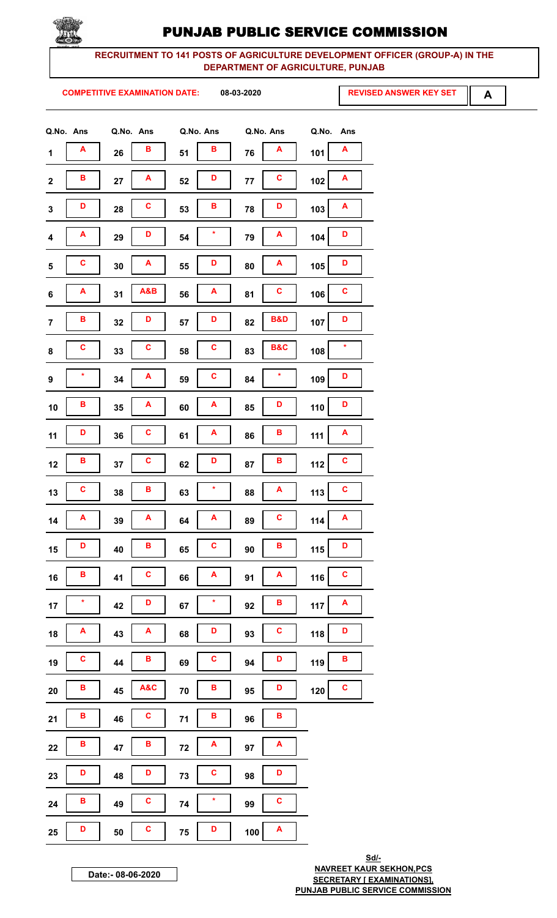# PUNJAB PUBLIC SERVICE COMMISSION

**RECRUITMENT TO 141 POSTS OF AGRICULTURE DEVELOPMENT OFFICER (GROUP-A) IN THE DEPARTMENT OF AGRICULTURE, PUNJAB**

**COMPETITIVE EXAMINATION DATE: 08-03-2020**

**REVISED ANSWER KEY SET A**

| Q.No. | Ans | Q.No. | Ans | Q.No. | Ans | Q.No. | Ans | Q.No. | Ans |
|---|---|---|---|---|---|---|---|---|---|
| 1 | A | 26 | B | 51 | B | 76 | A | 101 | A |
| 2 | B | 27 | A | 52 | D | 77 | C | 102 | A |
| 3 | D | 28 | C | 53 | B | 78 | D | 103 | A |
| 4 | A | 29 | D | 54 | * | 79 | A | 104 | D |
| 5 | C | 30 | A | 55 | D | 80 | A | 105 | D |
| 6 | A | 31 | A&B | 56 | A | 81 | C | 106 | C |
| 7 | B | 32 | D | 57 | D | 82 | B&D | 107 | D |
| 8 | C | 33 | C | 58 | C | 83 | B&C | 108 | * |
| 9 | * | 34 | A | 59 | C | 84 | * | 109 | D |
| 10 | B | 35 | A | 60 | A | 85 | D | 110 | D |
| 11 | D | 36 | C | 61 | A | 86 | B | 111 | A |
| 12 | B | 37 | C | 62 | D | 87 | B | 112 | C |
| 13 | C | 38 | B | 63 | * | 88 | A | 113 | C |
| 14 | A | 39 | A | 64 | A | 89 | C | 114 | A |
| 15 | D | 40 | B | 65 | C | 90 | B | 115 | D |
| 16 | B | 41 | C | 66 | A | 91 | A | 116 | C |
| 17 | * | 42 | D | 67 | * | 92 | B | 117 | A |
| 18 | A | 43 | A | 68 | D | 93 | C | 118 | D |
| 19 | C | 44 | B | 69 | C | 94 | D | 119 | B |
| 20 | B | 45 | A&C | 70 | B | 95 | D | 120 | C |
| 21 | B | 46 | C | 71 | B | 96 | B | | |
| 22 | B | 47 | B | 72 | A | 97 | A | | |
| 23 | D | 48 | D | 73 | C | 98 | D | | |
| 24 | B | 49 | C | 74 | * | 99 | C | | |
| 25 | D | 50 | C | 75 | D | 100 | A | | |

Date:- 08-06-2020

**Sd/-**
**NAVREET KAUR SEKHON,PCS**
**SECRETARY [ EXAMINATIONS],**
**PUNJAB PUBLIC SERVICE COMMISSION**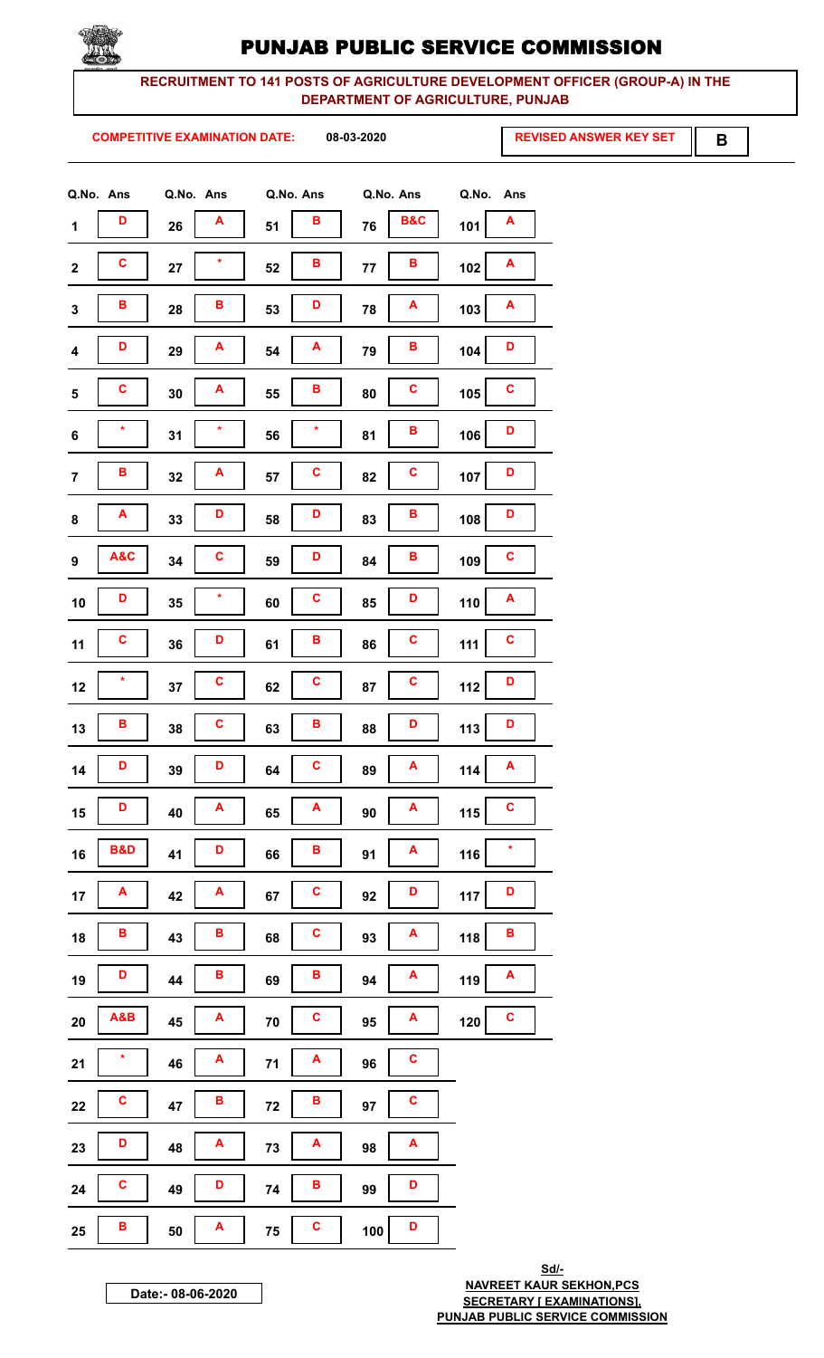# PUNJAB PUBLIC SERVICE COMMISSION

**RECRUITMENT TO 141 POSTS OF AGRICULTURE DEVELOPMENT OFFICER (GROUP-A) IN THE DEPARTMENT OF AGRICULTURE, PUNJAB**

**COMPETITIVE EXAMINATION DATE: 08-03-2020**

**REVISED ANSWER KEY SET B**

| Q.No. | Ans | Q.No. | Ans | Q.No. | Ans | Q.No. | Ans | Q.No. | Ans |
|---|---|---|---|---|---|---|---|---|---|
| 1 | D | 26 | A | 51 | B | 76 | B&C | 101 | A |
| 2 | C | 27 | * | 52 | B | 77 | B | 102 | A |
| 3 | B | 28 | B | 53 | D | 78 | A | 103 | A |
| 4 | D | 29 | A | 54 | A | 79 | B | 104 | D |
| 5 | C | 30 | A | 55 | B | 80 | C | 105 | C |
| 6 | * | 31 | * | 56 | * | 81 | B | 106 | D |
| 7 | B | 32 | A | 57 | C | 82 | C | 107 | D |
| 8 | A | 33 | D | 58 | D | 83 | B | 108 | D |
| 9 | A&C | 34 | C | 59 | D | 84 | B | 109 | C |
| 10 | D | 35 | * | 60 | C | 85 | D | 110 | A |
| 11 | C | 36 | D | 61 | B | 86 | C | 111 | C |
| 12 | * | 37 | C | 62 | C | 87 | C | 112 | D |
| 13 | B | 38 | C | 63 | B | 88 | D | 113 | D |
| 14 | D | 39 | D | 64 | C | 89 | A | 114 | A |
| 15 | D | 40 | A | 65 | A | 90 | A | 115 | C |
| 16 | B&D | 41 | D | 66 | B | 91 | A | 116 | * |
| 17 | A | 42 | A | 67 | C | 92 | D | 117 | D |
| 18 | B | 43 | B | 68 | C | 93 | A | 118 | B |
| 19 | D | 44 | B | 69 | B | 94 | A | 119 | A |
| 20 | A&B | 45 | A | 70 | C | 95 | A | 120 | C |
| 21 | * | 46 | A | 71 | A | 96 | C | | |
| 22 | C | 47 | B | 72 | B | 97 | C | | |
| 23 | D | 48 | A | 73 | A | 98 | A | | |
| 24 | C | 49 | D | 74 | B | 99 | D | | |
| 25 | B | 50 | A | 75 | C | 100 | D | | |

Date:- 08-06-2020

Sd/-
**NAVREET KAUR SEKHON,PCS**
**SECRETARY [ EXAMINATIONS],**
**PUNJAB PUBLIC SERVICE COMMISSION**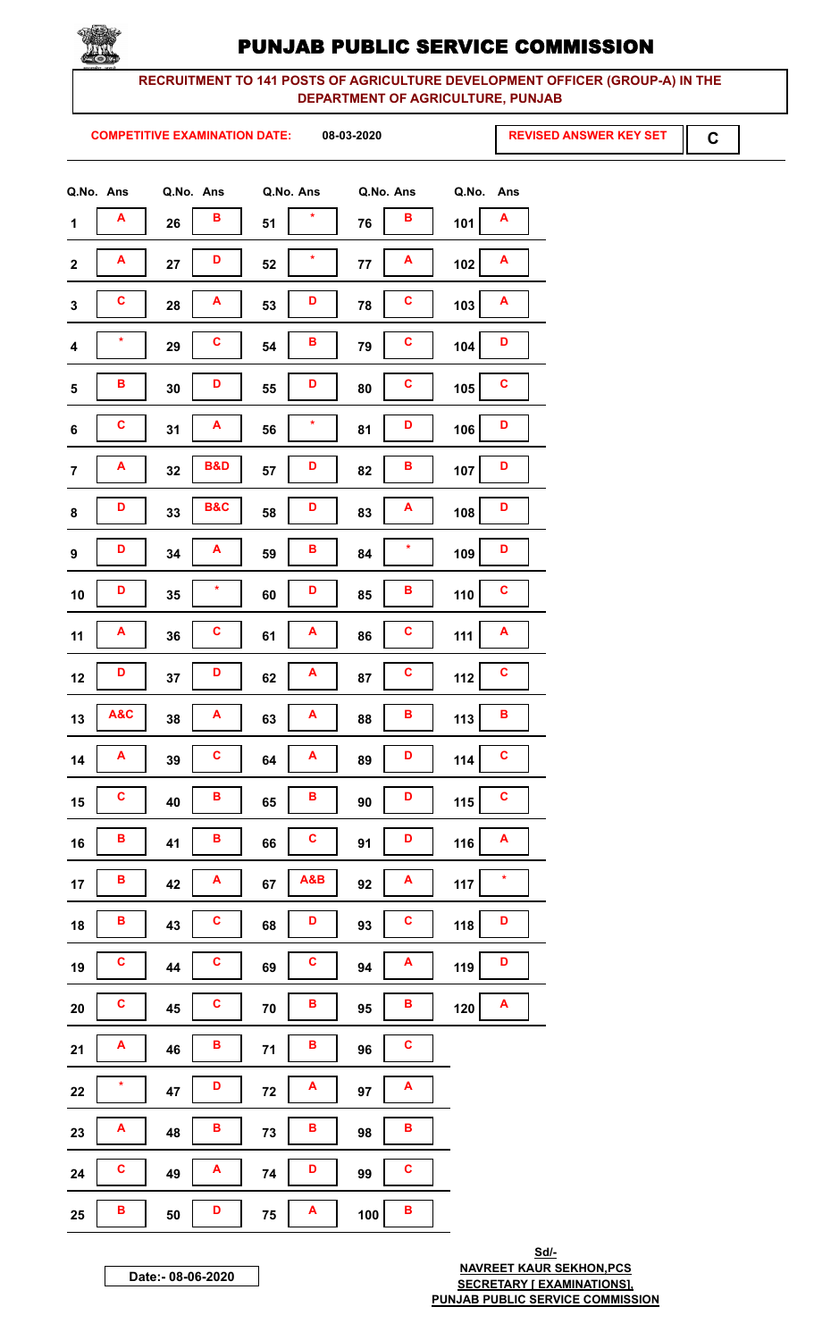# PUNJAB PUBLIC SERVICE COMMISSION

**RECRUITMENT TO 141 POSTS OF AGRICULTURE DEVELOPMENT OFFICER (GROUP-A) IN THE DEPARTMENT OF AGRICULTURE, PUNJAB**

**COMPETITIVE EXAMINATION DATE: 08-03-2020**

**REVISED ANSWER KEY SET C**

| Q.No. | Ans | Q.No. | Ans | Q.No. | Ans | Q.No. | Ans | Q.No. | Ans |
|---|---|---|---|---|---|---|---|---|---|
| 1 | A | 26 | B | 51 | * | 76 | B | 101 | A |
| 2 | A | 27 | D | 52 | * | 77 | A | 102 | A |
| 3 | C | 28 | A | 53 | D | 78 | C | 103 | A |
| 4 | * | 29 | C | 54 | B | 79 | C | 104 | D |
| 5 | B | 30 | D | 55 | D | 80 | C | 105 | C |
| 6 | C | 31 | A | 56 | * | 81 | D | 106 | D |
| 7 | A | 32 | B&D | 57 | D | 82 | B | 107 | D |
| 8 | D | 33 | B&C | 58 | D | 83 | A | 108 | D |
| 9 | D | 34 | A | 59 | B | 84 | * | 109 | D |
| 10 | D | 35 | * | 60 | D | 85 | B | 110 | C |
| 11 | A | 36 | C | 61 | A | 86 | C | 111 | A |
| 12 | D | 37 | D | 62 | A | 87 | C | 112 | C |
| 13 | A&C | 38 | A | 63 | A | 88 | B | 113 | B |
| 14 | A | 39 | C | 64 | A | 89 | D | 114 | C |
| 15 | C | 40 | B | 65 | B | 90 | D | 115 | C |
| 16 | B | 41 | B | 66 | C | 91 | D | 116 | A |
| 17 | B | 42 | A | 67 | A&B | 92 | A | 117 | * |
| 18 | B | 43 | C | 68 | D | 93 | C | 118 | D |
| 19 | C | 44 | C | 69 | C | 94 | A | 119 | D |
| 20 | C | 45 | C | 70 | B | 95 | B | 120 | A |
| 21 | A | 46 | B | 71 | B | 96 | C | | |
| 22 | * | 47 | D | 72 | A | 97 | A | | |
| 23 | A | 48 | B | 73 | B | 98 | B | | |
| 24 | C | 49 | A | 74 | D | 99 | C | | |
| 25 | B | 50 | D | 75 | A | 100 | B | | |

Date:- 08-06-2020

Sd/-
NAVREET KAUR SEKHON,PCS
SECRETARY [ EXAMINATIONS],
PUNJAB PUBLIC SERVICE COMMISSION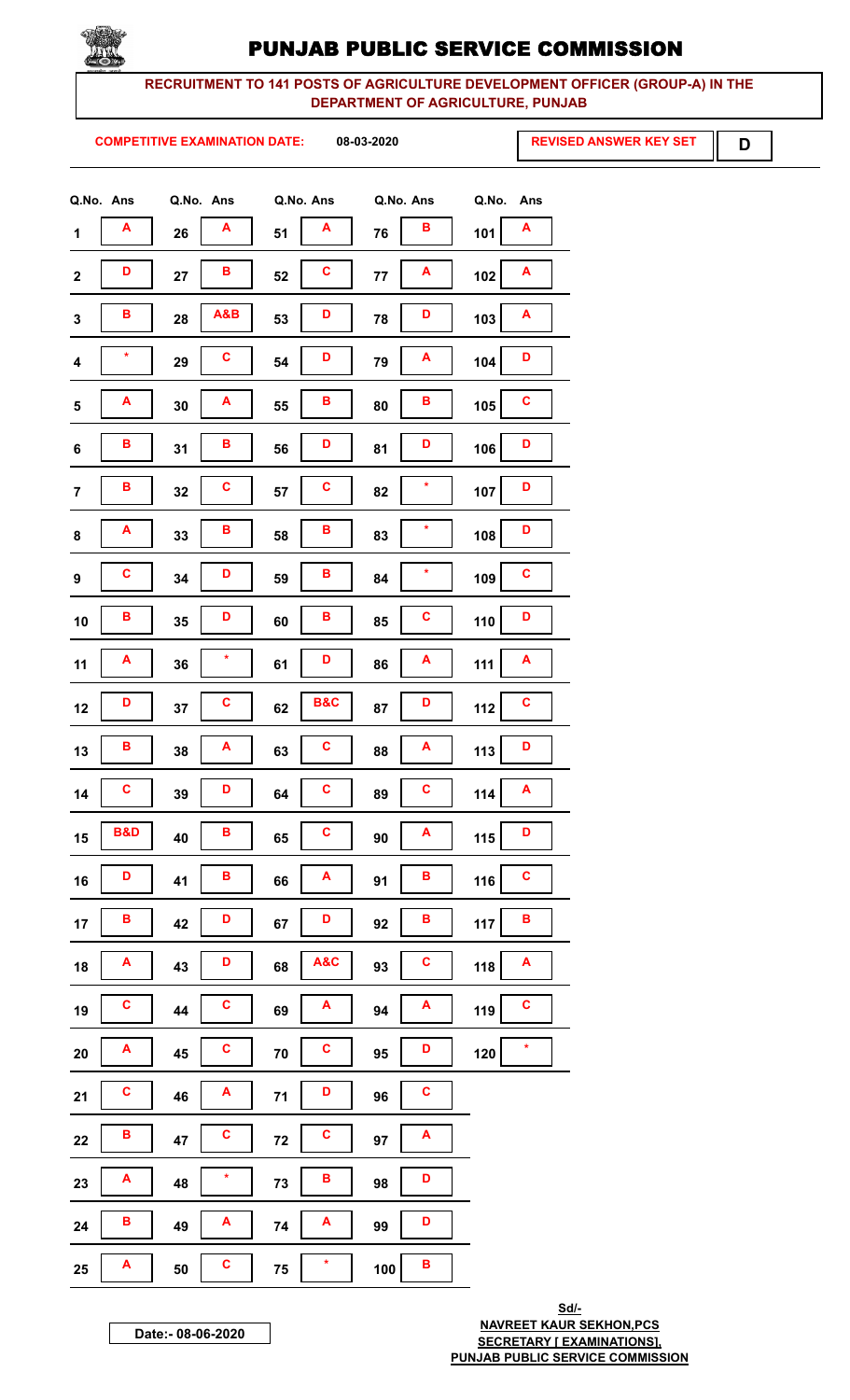# PUNJAB PUBLIC SERVICE COMMISSION

**RECRUITMENT TO 141 POSTS OF AGRICULTURE DEVELOPMENT OFFICER (GROUP-A) IN THE DEPARTMENT OF AGRICULTURE, PUNJAB**

**COMPETITIVE EXAMINATION DATE: 08-03-2020**

**REVISED ANSWER KEY SET D**

| Q.No. | Ans | Q.No. | Ans | Q.No. | Ans | Q.No. | Ans | Q.No. | Ans |
|---|---|---|---|---|---|---|---|---|---|
| 1 | A | 26 | A | 51 | A | 76 | B | 101 | A |
| 2 | D | 27 | B | 52 | C | 77 | A | 102 | A |
| 3 | B | 28 | A&B | 53 | D | 78 | D | 103 | A |
| 4 | * | 29 | C | 54 | D | 79 | A | 104 | D |
| 5 | A | 30 | A | 55 | B | 80 | B | 105 | C |
| 6 | B | 31 | B | 56 | D | 81 | D | 106 | D |
| 7 | B | 32 | C | 57 | C | 82 | * | 107 | D |
| 8 | A | 33 | B | 58 | B | 83 | * | 108 | D |
| 9 | C | 34 | D | 59 | B | 84 | * | 109 | C |
| 10 | B | 35 | D | 60 | B | 85 | C | 110 | D |
| 11 | A | 36 | * | 61 | D | 86 | A | 111 | A |
| 12 | D | 37 | C | 62 | B&C | 87 | D | 112 | C |
| 13 | B | 38 | A | 63 | C | 88 | A | 113 | D |
| 14 | C | 39 | D | 64 | C | 89 | C | 114 | A |
| 15 | B&D | 40 | B | 65 | C | 90 | A | 115 | D |
| 16 | D | 41 | B | 66 | A | 91 | B | 116 | C |
| 17 | B | 42 | D | 67 | D | 92 | B | 117 | B |
| 18 | A | 43 | D | 68 | A&C | 93 | C | 118 | A |
| 19 | C | 44 | C | 69 | A | 94 | A | 119 | C |
| 20 | A | 45 | C | 70 | C | 95 | D | 120 | * |
| 21 | C | 46 | A | 71 | D | 96 | C | | |
| 22 | B | 47 | C | 72 | C | 97 | A | | |
| 23 | A | 48 | * | 73 | B | 98 | D | | |
| 24 | B | 49 | A | 74 | A | 99 | D | | |
| 25 | A | 50 | C | 75 | * | 100 | B | | |

Date:- 08-06-2020

Sd/-
**NAVREET KAUR SEKHON,PCS**
**SECRETARY [ EXAMINATIONS],**
**PUNJAB PUBLIC SERVICE COMMISSION**